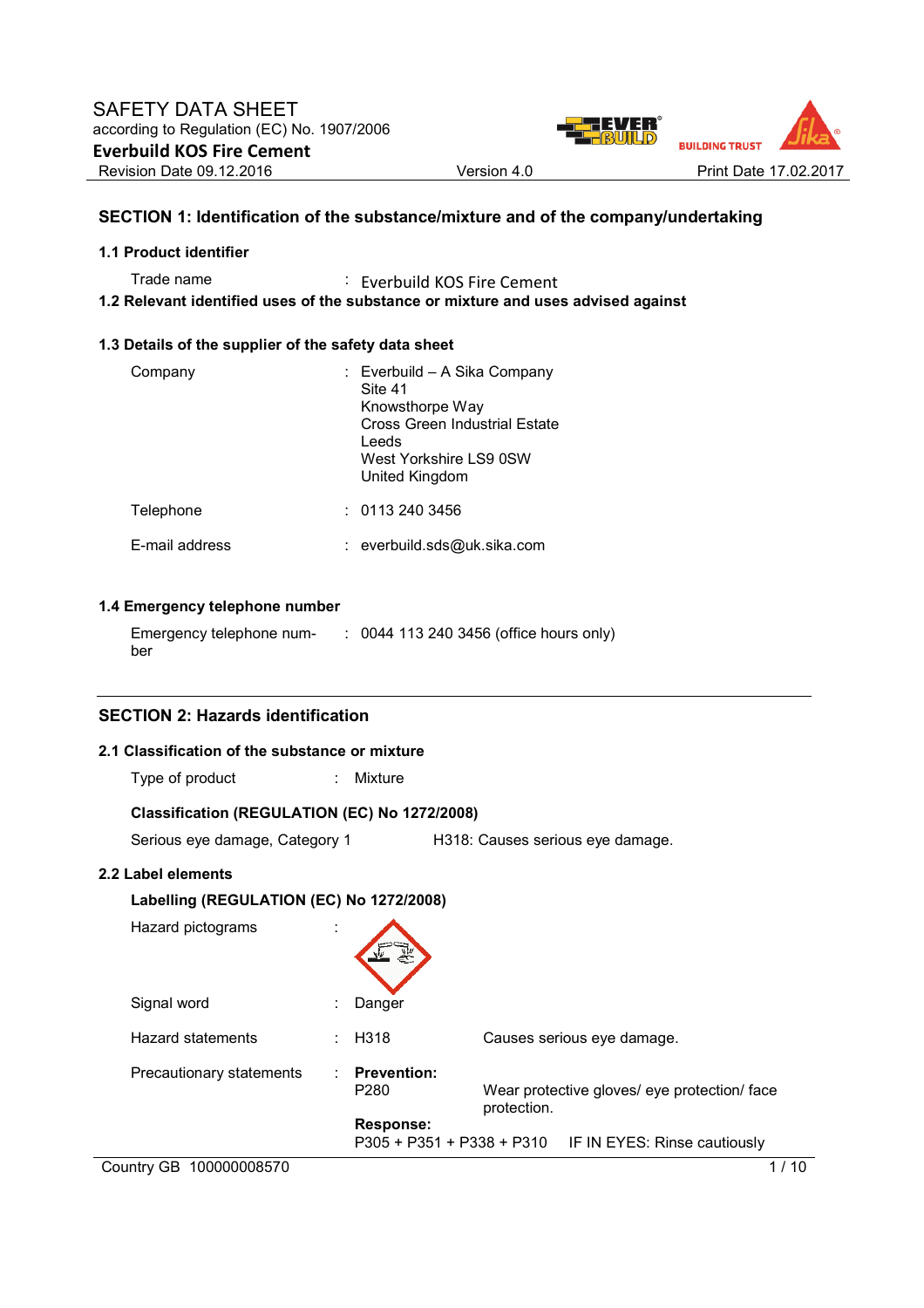# SAFETY DATA SHEET

according to Regulation (EC) No. 1907/2006

**Everbuild KOS Fire Cement**

Revision Date 09.12.2016 | Version 4.0 | Print Date 17.02.2017

## SECTION 1: Identification of the substance/mixture and of the company/undertaking

### 1.1 Product identifier

Trade name : Everbuild KOS Fire Cement

### 1.2 Relevant identified uses of the substance or mixture and uses advised against

### 1.3 Details of the supplier of the safety data sheet

Company : Everbuild – A Sika Company
Site 41
Knowsthorpe Way
Cross Green Industrial Estate
Leeds
West Yorkshire LS9 0SW
United Kingdom

Telephone : 0113 240 3456

E-mail address : everbuild.sds@uk.sika.com

### 1.4 Emergency telephone number

Emergency telephone number : 0044 113 240 3456 (office hours only)

## SECTION 2: Hazards identification

### 2.1 Classification of the substance or mixture

Type of product : Mixture

**Classification (REGULATION (EC) No 1272/2008)**

Serious eye damage, Category 1 — H318: Causes serious eye damage.

### 2.2 Label elements

**Labelling (REGULATION (EC) No 1272/2008)**

Hazard pictograms :

Signal word : Danger

Hazard statements : H318 — Causes serious eye damage.

Precautionary statements :

**Prevention:**

P280 — Wear protective gloves/ eye protection/ face protection.

**Response:**

P305 + P351 + P338 + P310 — IF IN EYES: Rinse cautiously

Country GB 100000008570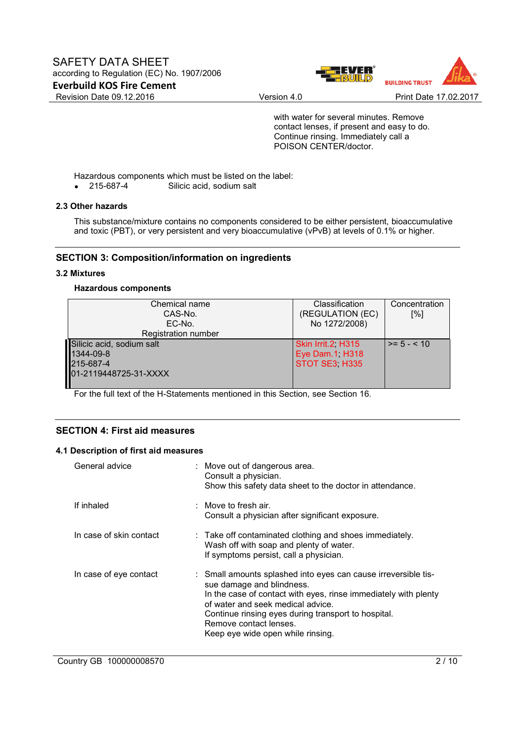with water for several minutes. Remove contact lenses, if present and easy to do. Continue rinsing. Immediately call a POISON CENTER/doctor.

Hazardous components which must be listed on the label:

- 215-687-4 Silicic acid, sodium salt

### 2.3 Other hazards

This substance/mixture contains no components considered to be either persistent, bioaccumulative and toxic (PBT), or very persistent and very bioaccumulative (vPvB) at levels of 0.1% or higher.

## SECTION 3: Composition/information on ingredients

### 3.2 Mixtures

**Hazardous components**

| Chemical name<br>CAS-No.<br>EC-No.<br>Registration number | Classification<br>(REGULATION (EC)<br>No 1272/2008) | Concentration<br>[%] |
|---|---|---|
| Silicic acid, sodium salt<br>1344-09-8<br>215-687-4<br>01-2119448725-31-XXXX | Skin Irrit.2; H315<br>Eye Dam.1; H318<br>STOT SE3; H335 | >= 5 - < 10 |

For the full text of the H-Statements mentioned in this Section, see Section 16.

## SECTION 4: First aid measures

### 4.1 Description of first aid measures

General advice : Move out of dangerous area.
Consult a physician.
Show this safety data sheet to the doctor in attendance.

If inhaled : Move to fresh air.
Consult a physician after significant exposure.

In case of skin contact : Take off contaminated clothing and shoes immediately.
Wash off with soap and plenty of water.
If symptoms persist, call a physician.

In case of eye contact : Small amounts splashed into eyes can cause irreversible tissue damage and blindness.
In the case of contact with eyes, rinse immediately with plenty of water and seek medical advice.
Continue rinsing eyes during transport to hospital.
Remove contact lenses.
Keep eye wide open while rinsing.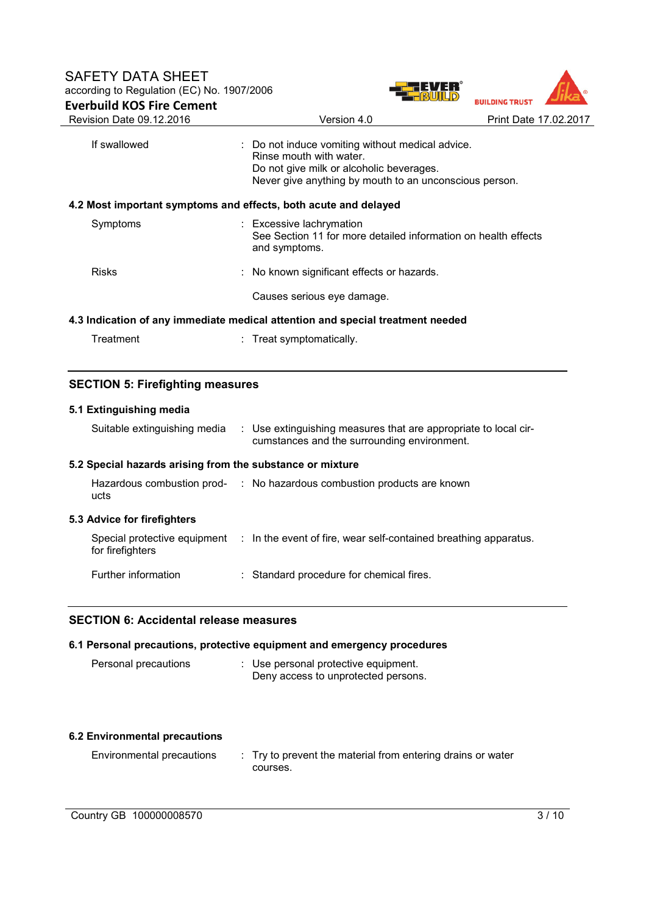| | | |
|---|---|---|
| If swallowed | : | Do not induce vomiting without medical advice.<br>Rinse mouth with water.<br>Do not give milk or alcoholic beverages.<br>Never give anything by mouth to an unconscious person. |

**4.2 Most important symptoms and effects, both acute and delayed**

| | | |
|---|---|---|
| Symptoms | : | Excessive lachrymation<br>See Section 11 for more detailed information on health effects and symptoms. |
| Risks | : | No known significant effects or hazards.<br><br>Causes serious eye damage. |

**4.3 Indication of any immediate medical attention and special treatment needed**

| | | |
|---|---|---|
| Treatment | : | Treat symptomatically. |

## SECTION 5: Firefighting measures

**5.1 Extinguishing media**

| | | |
|---|---|---|
| Suitable extinguishing media | : | Use extinguishing measures that are appropriate to local circumstances and the surrounding environment. |

**5.2 Special hazards arising from the substance or mixture**

| | | |
|---|---|---|
| Hazardous combustion products | : | No hazardous combustion products are known |

**5.3 Advice for firefighters**

| | | |
|---|---|---|
| Special protective equipment for firefighters | : | In the event of fire, wear self-contained breathing apparatus. |
| Further information | : | Standard procedure for chemical fires. |

## SECTION 6: Accidental release measures

**6.1 Personal precautions, protective equipment and emergency procedures**

| | | |
|---|---|---|
| Personal precautions | : | Use personal protective equipment.<br>Deny access to unprotected persons. |

**6.2 Environmental precautions**

| | | |
|---|---|---|
| Environmental precautions | : | Try to prevent the material from entering drains or water courses. |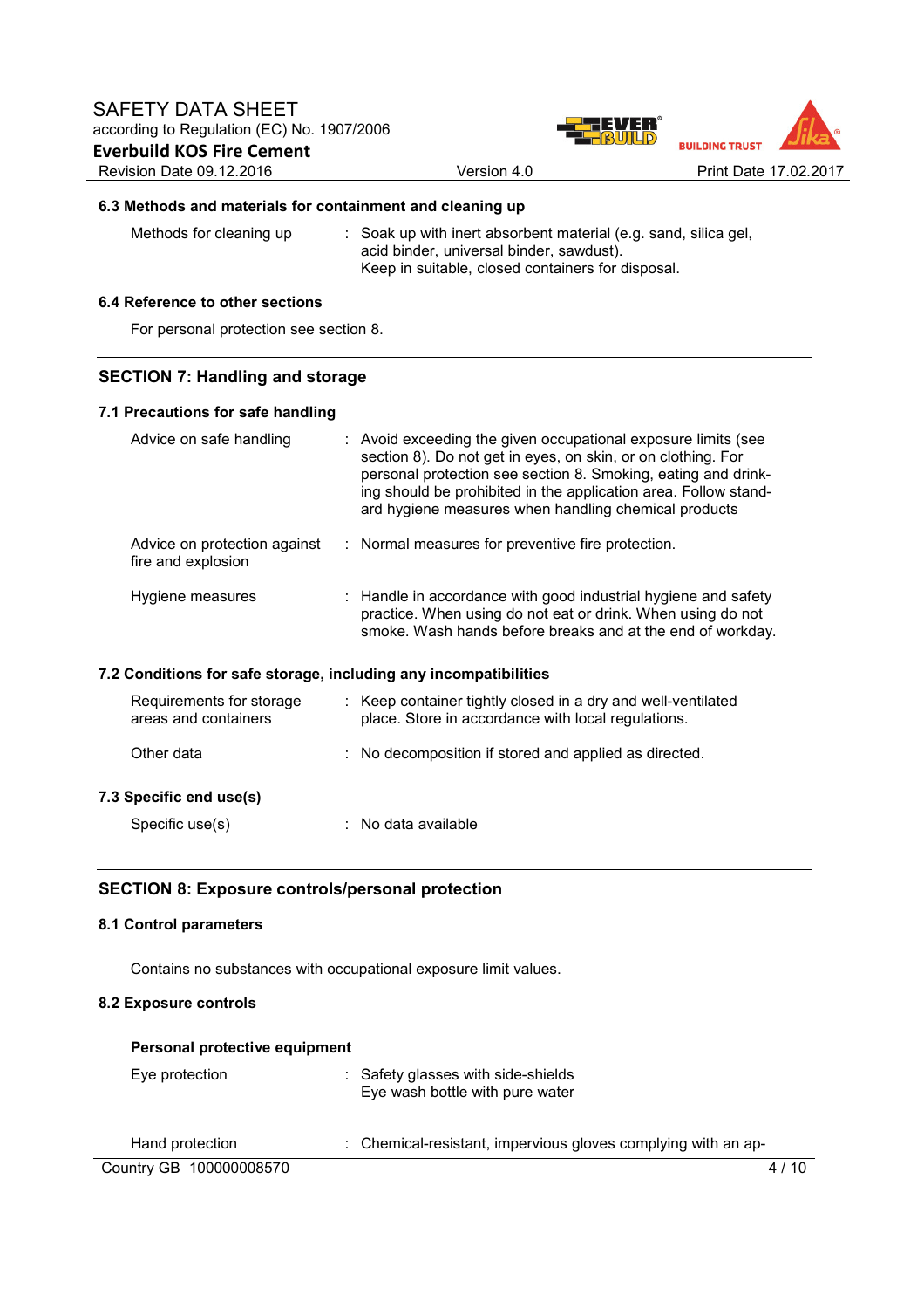### 6.3 Methods and materials for containment and cleaning up

| | |
|---|---|
| Methods for cleaning up | : Soak up with inert absorbent material (e.g. sand, silica gel, acid binder, universal binder, sawdust). Keep in suitable, closed containers for disposal. |

### 6.4 Reference to other sections

For personal protection see section 8.

## SECTION 7: Handling and storage

### 7.1 Precautions for safe handling

| | |
|---|---|
| Advice on safe handling | : Avoid exceeding the given occupational exposure limits (see section 8). Do not get in eyes, on skin, or on clothing. For personal protection see section 8. Smoking, eating and drinking should be prohibited in the application area. Follow standard hygiene measures when handling chemical products |
| Advice on protection against fire and explosion | : Normal measures for preventive fire protection. |
| Hygiene measures | : Handle in accordance with good industrial hygiene and safety practice. When using do not eat or drink. When using do not smoke. Wash hands before breaks and at the end of workday. |

### 7.2 Conditions for safe storage, including any incompatibilities

| | |
|---|---|
| Requirements for storage areas and containers | : Keep container tightly closed in a dry and well-ventilated place. Store in accordance with local regulations. |
| Other data | : No decomposition if stored and applied as directed. |

### 7.3 Specific end use(s)

| | |
|---|---|
| Specific use(s) | : No data available |

## SECTION 8: Exposure controls/personal protection

### 8.1 Control parameters

Contains no substances with occupational exposure limit values.

### 8.2 Exposure controls

**Personal protective equipment**

| | |
|---|---|
| Eye protection | : Safety glasses with side-shields<br>Eye wash bottle with pure water |
| Hand protection | : Chemical-resistant, impervious gloves complying with an ap- |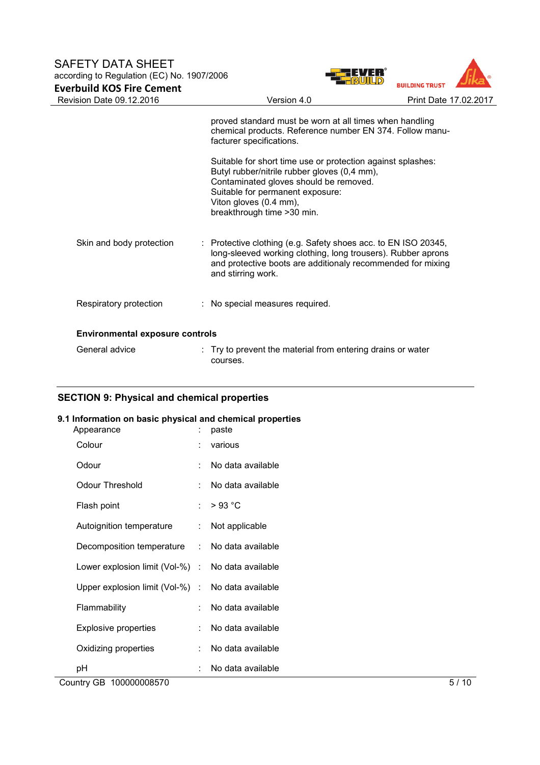proved standard must be worn at all times when handling chemical products. Reference number EN 374. Follow manufacturer specifications.

Suitable for short time use or protection against splashes:
Butyl rubber/nitrile rubber gloves (0,4 mm),
Contaminated gloves should be removed.
Suitable for permanent exposure:
Viton gloves (0.4 mm),
breakthrough time >30 min.

| | |
|---|---|
| Skin and body protection | : Protective clothing (e.g. Safety shoes acc. to EN ISO 20345, long-sleeved working clothing, long trousers). Rubber aprons and protective boots are additionaly recommended for mixing and stirring work. |
| Respiratory protection | : No special measures required. |

**Environmental exposure controls**

| | |
|---|---|
| General advice | : Try to prevent the material from entering drains or water courses. |

## SECTION 9: Physical and chemical properties

### 9.1 Information on basic physical and chemical properties

| | |
|---|---|
| Appearance | : paste |
| Colour | : various |
| Odour | : No data available |
| Odour Threshold | : No data available |
| Flash point | : > 93 °C |
| Autoignition temperature | : Not applicable |
| Decomposition temperature | : No data available |
| Lower explosion limit (Vol-%) | : No data available |
| Upper explosion limit (Vol-%) | : No data available |
| Flammability | : No data available |
| Explosive properties | : No data available |
| Oxidizing properties | : No data available |
| pH | : No data available |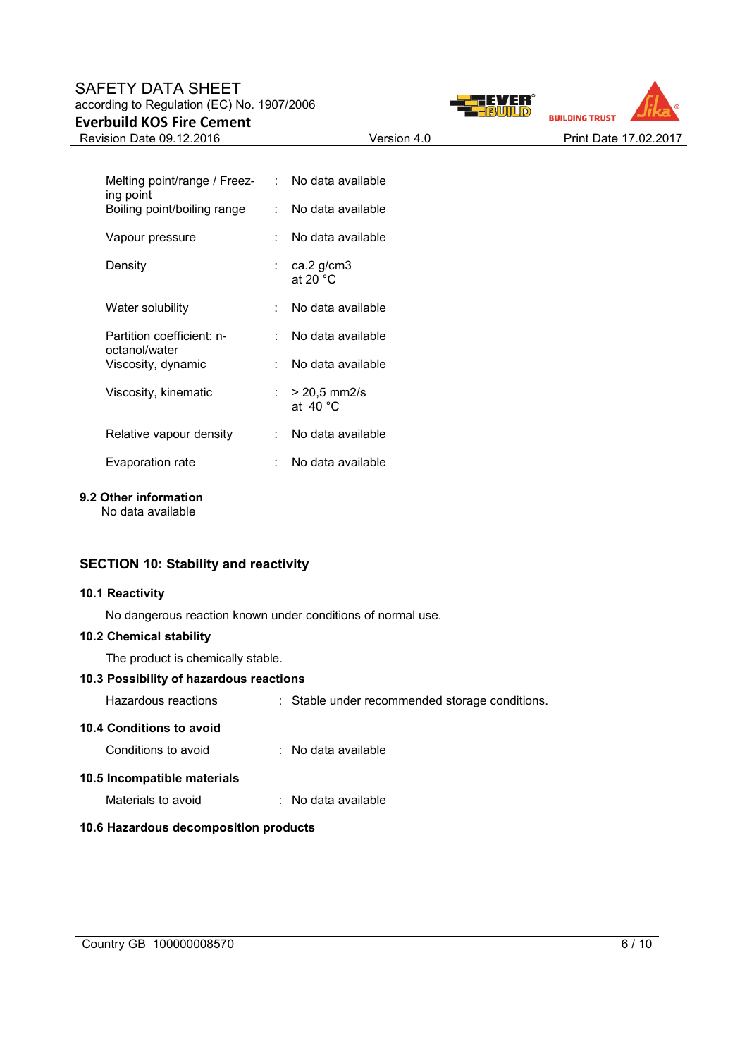| Property | | Value |
|---|---|---|
| Melting point/range / Freezing point | : | No data available |
| Boiling point/boiling range | : | No data available |
| Vapour pressure | : | No data available |
| Density | : | ca.2 g/cm3<br>at 20 °C |
| Water solubility | : | No data available |
| Partition coefficient: n-octanol/water | : | No data available |
| Viscosity, dynamic | : | No data available |
| Viscosity, kinematic | : | > 20,5 mm2/s<br>at 40 °C |
| Relative vapour density | : | No data available |
| Evaporation rate | : | No data available |

**9.2 Other information**

No data available

## SECTION 10: Stability and reactivity

**10.1 Reactivity**

No dangerous reaction known under conditions of normal use.

**10.2 Chemical stability**

The product is chemically stable.

**10.3 Possibility of hazardous reactions**

Hazardous reactions : Stable under recommended storage conditions.

**10.4 Conditions to avoid**

Conditions to avoid : No data available

**10.5 Incompatible materials**

Materials to avoid : No data available

**10.6 Hazardous decomposition products**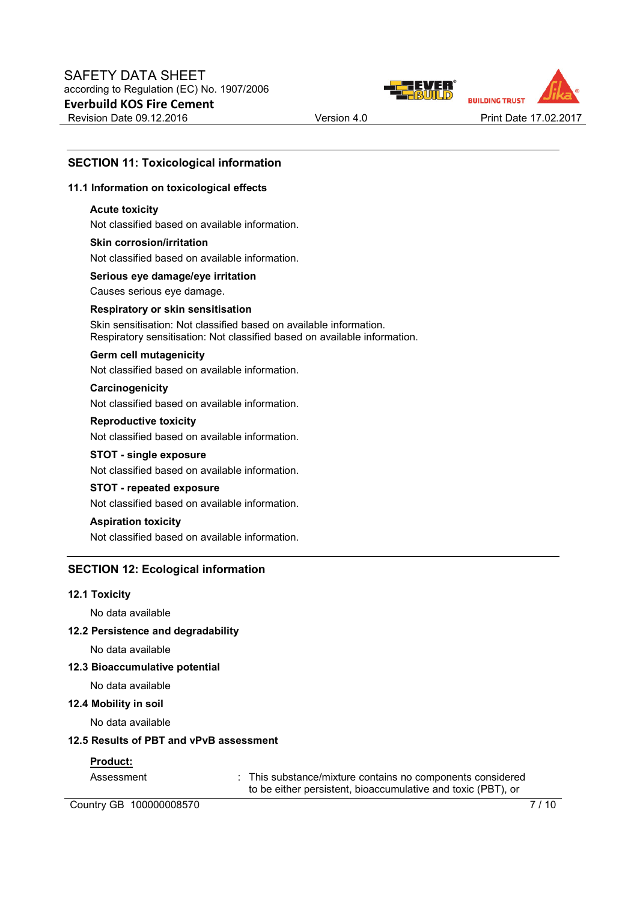## SECTION 11: Toxicological information

### 11.1 Information on toxicological effects

**Acute toxicity**

Not classified based on available information.

**Skin corrosion/irritation**

Not classified based on available information.

**Serious eye damage/eye irritation**

Causes serious eye damage.

**Respiratory or skin sensitisation**

Skin sensitisation: Not classified based on available information.
Respiratory sensitisation: Not classified based on available information.

**Germ cell mutagenicity**

Not classified based on available information.

**Carcinogenicity**

Not classified based on available information.

**Reproductive toxicity**

Not classified based on available information.

**STOT - single exposure**

Not classified based on available information.

**STOT - repeated exposure**

Not classified based on available information.

**Aspiration toxicity**

Not classified based on available information.

## SECTION 12: Ecological information

### 12.1 Toxicity

No data available

### 12.2 Persistence and degradability

No data available

### 12.3 Bioaccumulative potential

No data available

### 12.4 Mobility in soil

No data available

### 12.5 Results of PBT and vPvB assessment

**Product:**

Assessment : This substance/mixture contains no components considered to be either persistent, bioaccumulative and toxic (PBT), or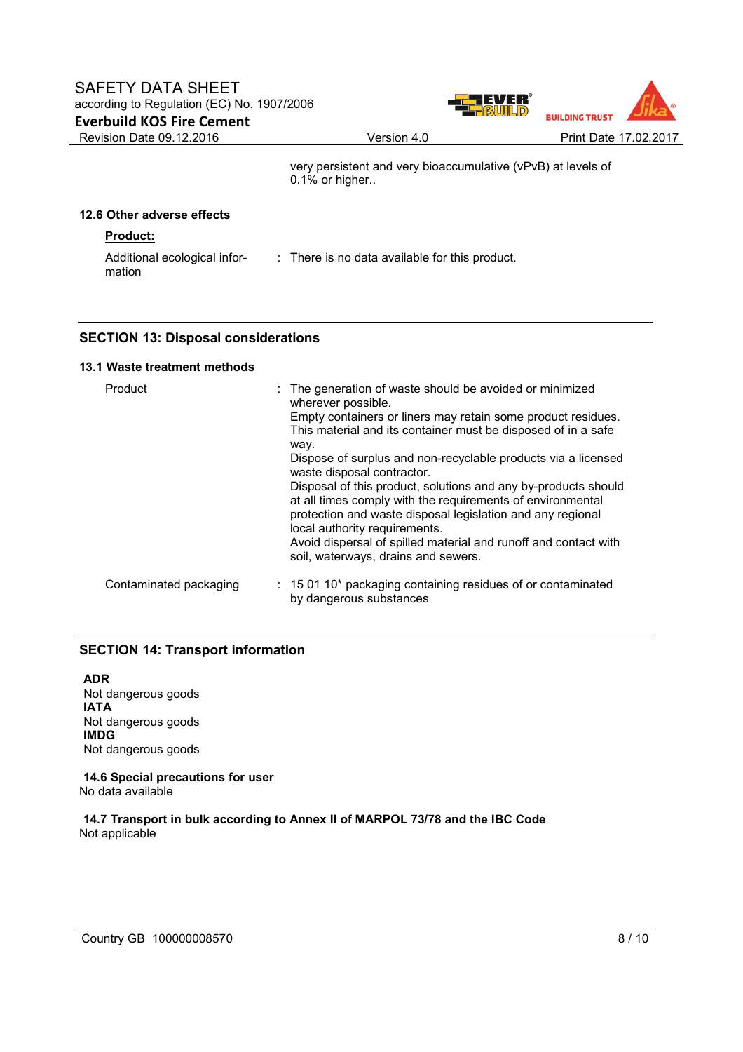very persistent and very bioaccumulative (vPvB) at levels of 0.1% or higher..

### 12.6 Other adverse effects

**Product:**

| | |
|---|---|
| Additional ecological information | : There is no data available for this product. |

## SECTION 13: Disposal considerations

### 13.1 Waste treatment methods

| | |
|---|---|
| Product | : The generation of waste should be avoided or minimized wherever possible. Empty containers or liners may retain some product residues. This material and its container must be disposed of in a safe way. Dispose of surplus and non-recyclable products via a licensed waste disposal contractor. Disposal of this product, solutions and any by-products should at all times comply with the requirements of environmental protection and waste disposal legislation and any regional local authority requirements. Avoid dispersal of spilled material and runoff and contact with soil, waterways, drains and sewers. |
| Contaminated packaging | : 15 01 10* packaging containing residues of or contaminated by dangerous substances |

## SECTION 14: Transport information

**ADR**
Not dangerous goods
**IATA**
Not dangerous goods
**IMDG**
Not dangerous goods

**14.6 Special precautions for user**
No data available

**14.7 Transport in bulk according to Annex II of MARPOL 73/78 and the IBC Code**
Not applicable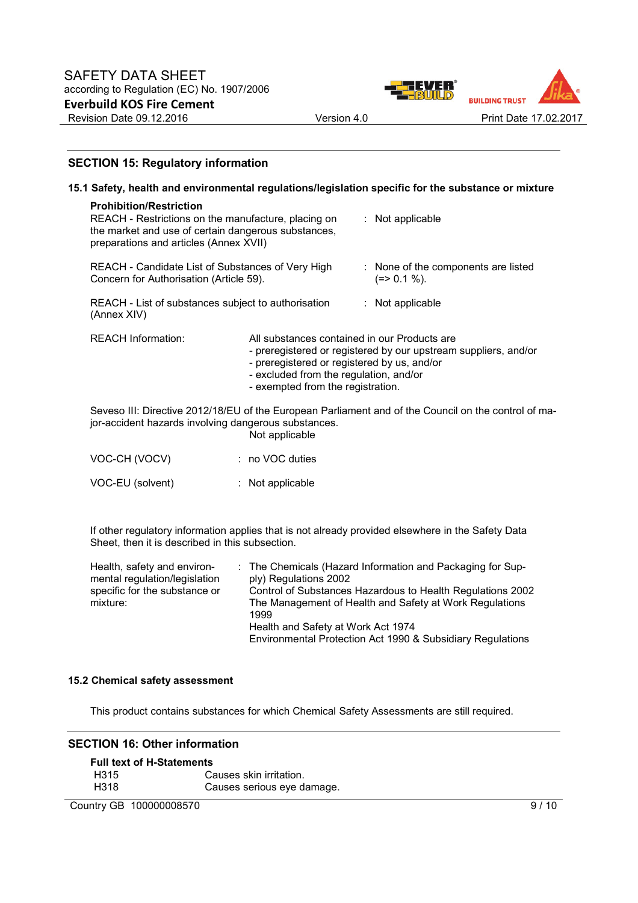## SECTION 15: Regulatory information

### 15.1 Safety, health and environmental regulations/legislation specific for the substance or mixture

**Prohibition/Restriction**

REACH - Restrictions on the manufacture, placing on the market and use of certain dangerous substances, preparations and articles (Annex XVII) : Not applicable

REACH - Candidate List of Substances of Very High Concern for Authorisation (Article 59). : None of the components are listed (=> 0.1 %).

REACH - List of substances subject to authorisation (Annex XIV) : Not applicable

REACH Information: All substances contained in our Products are
- preregistered or registered by our upstream suppliers, and/or
- preregistered or registered by us, and/or
- excluded from the regulation, and/or
- exempted from the registration.

Seveso III: Directive 2012/18/EU of the European Parliament and of the Council on the control of major-accident hazards involving dangerous substances.
Not applicable

VOC-CH (VOCV) : no VOC duties

VOC-EU (solvent) : Not applicable

If other regulatory information applies that is not already provided elsewhere in the Safety Data Sheet, then it is described in this subsection.

Health, safety and environmental regulation/legislation specific for the substance or mixture: The Chemicals (Hazard Information and Packaging for Supply) Regulations 2002
Control of Substances Hazardous to Health Regulations 2002
The Management of Health and Safety at Work Regulations 1999
Health and Safety at Work Act 1974
Environmental Protection Act 1990 & Subsidiary Regulations

### 15.2 Chemical safety assessment

This product contains substances for which Chemical Safety Assessments are still required.

## SECTION 16: Other information

**Full text of H-Statements**

| | |
|---|---|
| H315 | Causes skin irritation. |
| H318 | Causes serious eye damage. |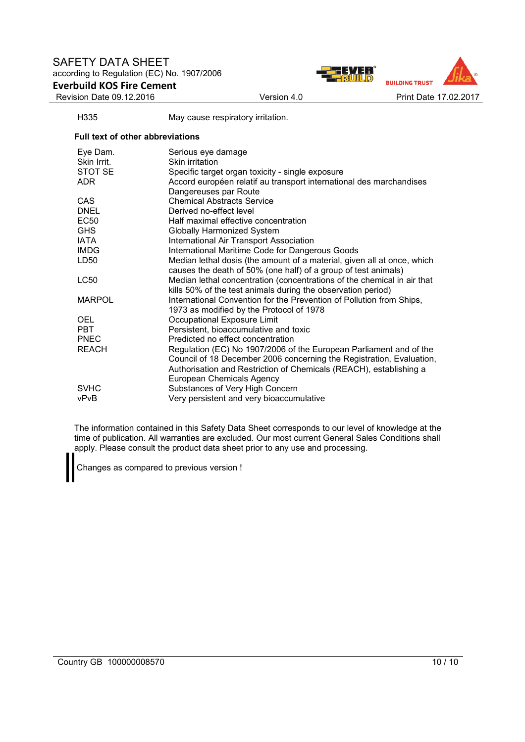| | |
|---|---|
| H335 | May cause respiratory irritation. |

**Full text of other abbreviations**

| | |
|---|---|
| Eye Dam. | Serious eye damage |
| Skin Irrit. | Skin irritation |
| STOT SE | Specific target organ toxicity - single exposure |
| ADR | Accord européen relatif au transport international des marchandises Dangereuses par Route |
| CAS | Chemical Abstracts Service |
| DNEL | Derived no-effect level |
| EC50 | Half maximal effective concentration |
| GHS | Globally Harmonized System |
| IATA | International Air Transport Association |
| IMDG | International Maritime Code for Dangerous Goods |
| LD50 | Median lethal dosis (the amount of a material, given all at once, which causes the death of 50% (one half) of a group of test animals) |
| LC50 | Median lethal concentration (concentrations of the chemical in air that kills 50% of the test animals during the observation period) |
| MARPOL | International Convention for the Prevention of Pollution from Ships, 1973 as modified by the Protocol of 1978 |
| OEL | Occupational Exposure Limit |
| PBT | Persistent, bioaccumulative and toxic |
| PNEC | Predicted no effect concentration |
| REACH | Regulation (EC) No 1907/2006 of the European Parliament and of the Council of 18 December 2006 concerning the Registration, Evaluation, Authorisation and Restriction of Chemicals (REACH), establishing a European Chemicals Agency |
| SVHC | Substances of Very High Concern |
| vPvB | Very persistent and very bioaccumulative |

The information contained in this Safety Data Sheet corresponds to our level of knowledge at the time of publication. All warranties are excluded. Our most current General Sales Conditions shall apply. Please consult the product data sheet prior to any use and processing.

Changes as compared to previous version !